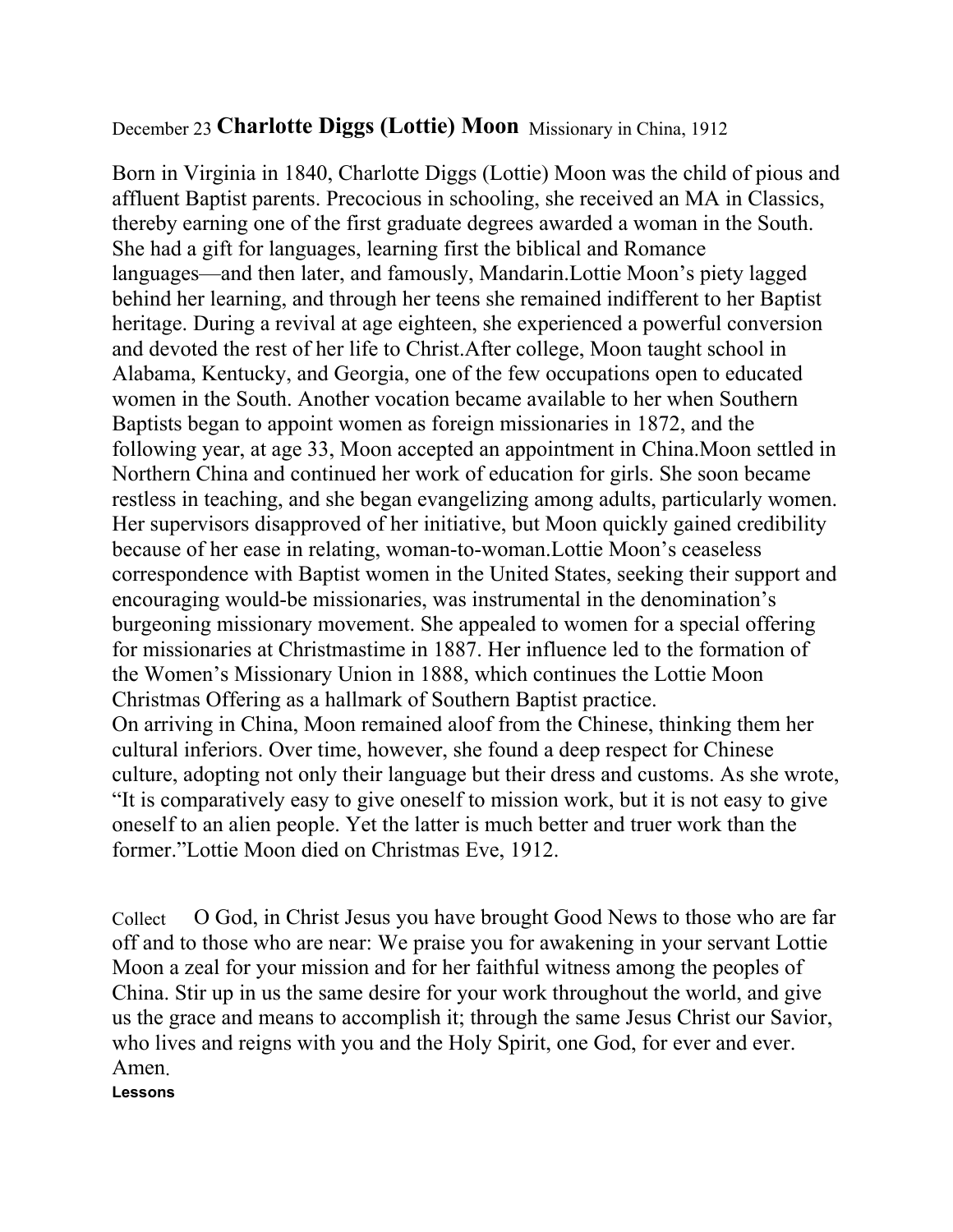December 23 **Charlotte Diggs (Lottie) Moon** Missionary in China, 1912

Born in Virginia in 1840, Charlotte Diggs (Lottie) Moon was the child of pious and affluent Baptist parents. Precocious in schooling, she received an MA in Classics, thereby earning one of the first graduate degrees awarded a woman in the South. She had a gift for languages, learning first the biblical and Romance languages—and then later, and famously, Mandarin.Lottie Moon's piety lagged behind her learning, and through her teens she remained indifferent to her Baptist heritage. During a revival at age eighteen, she experienced a powerful conversion and devoted the rest of her life to Christ.After college, Moon taught school in Alabama, Kentucky, and Georgia, one of the few occupations open to educated women in the South. Another vocation became available to her when Southern Baptists began to appoint women as foreign missionaries in 1872, and the following year, at age 33, Moon accepted an appointment in China.Moon settled in Northern China and continued her work of education for girls. She soon became restless in teaching, and she began evangelizing among adults, particularly women. Her supervisors disapproved of her initiative, but Moon quickly gained credibility because of her ease in relating, woman-to-woman.Lottie Moon's ceaseless correspondence with Baptist women in the United States, seeking their support and encouraging would-be missionaries, was instrumental in the denomination's burgeoning missionary movement. She appealed to women for a special offering for missionaries at Christmastime in 1887. Her influence led to the formation of the Women's Missionary Union in 1888, which continues the Lottie Moon Christmas Offering as a hallmark of Southern Baptist practice.
On arriving in China, Moon remained aloof from the Chinese, thinking them her cultural inferiors. Over time, however, she found a deep respect for Chinese culture, adopting not only their language but their dress and customs. As she wrote, "It is comparatively easy to give oneself to mission work, but it is not easy to give oneself to an alien people. Yet the latter is much better and truer work than the former."Lottie Moon died on Christmas Eve, 1912.

Collect O God, in Christ Jesus you have brought Good News to those who are far off and to those who are near: We praise you for awakening in your servant Lottie Moon a zeal for your mission and for her faithful witness among the peoples of China. Stir up in us the same desire for your work throughout the world, and give us the grace and means to accomplish it; through the same Jesus Christ our Savior, who lives and reigns with you and the Holy Spirit, one God, for ever and ever. Amen.

**Lessons**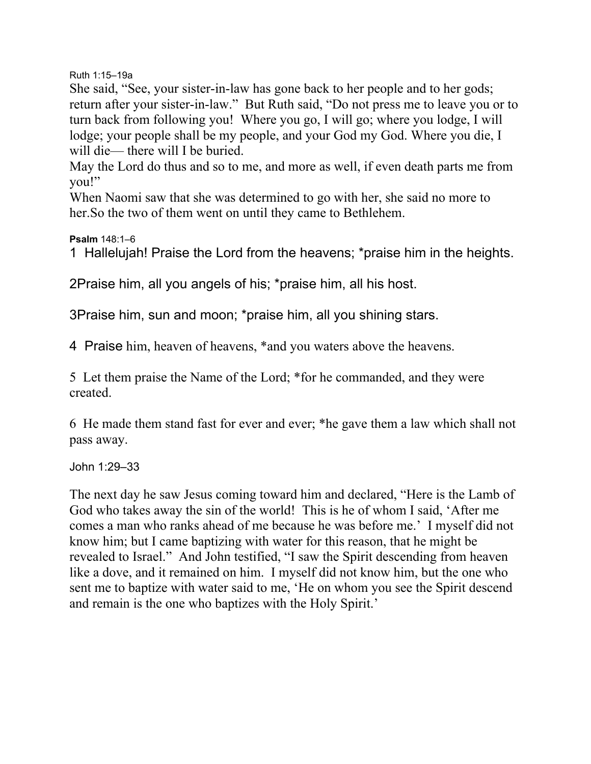Ruth 1:15–19a

She said, "See, your sister-in-law has gone back to her people and to her gods; return after your sister-in-law." But Ruth said, "Do not press me to leave you or to turn back from following you! Where you go, I will go; where you lodge, I will lodge; your people shall be my people, and your God my God. Where you die, I will die— there will I be buried.

May the Lord do thus and so to me, and more as well, if even death parts me from you!"

When Naomi saw that she was determined to go with her, she said no more to her.So the two of them went on until they came to Bethlehem.

**Psalm** 148:1–6

1 Hallelujah! Praise the Lord from the heavens; *praise him in the heights.

2Praise him, all you angels of his; *praise him, all his host.

3Praise him, sun and moon; *praise him, all you shining stars.

4 Praise him, heaven of heavens, *and you waters above the heavens.

5 Let them praise the Name of the Lord; *for he commanded, and they were created.

6 He made them stand fast for ever and ever; *he gave them a law which shall not pass away.

John 1:29–33

The next day he saw Jesus coming toward him and declared, "Here is the Lamb of God who takes away the sin of the world! This is he of whom I said, 'After me comes a man who ranks ahead of me because he was before me.' I myself did not know him; but I came baptizing with water for this reason, that he might be revealed to Israel." And John testified, "I saw the Spirit descending from heaven like a dove, and it remained on him. I myself did not know him, but the one who sent me to baptize with water said to me, 'He on whom you see the Spirit descend and remain is the one who baptizes with the Holy Spirit.'